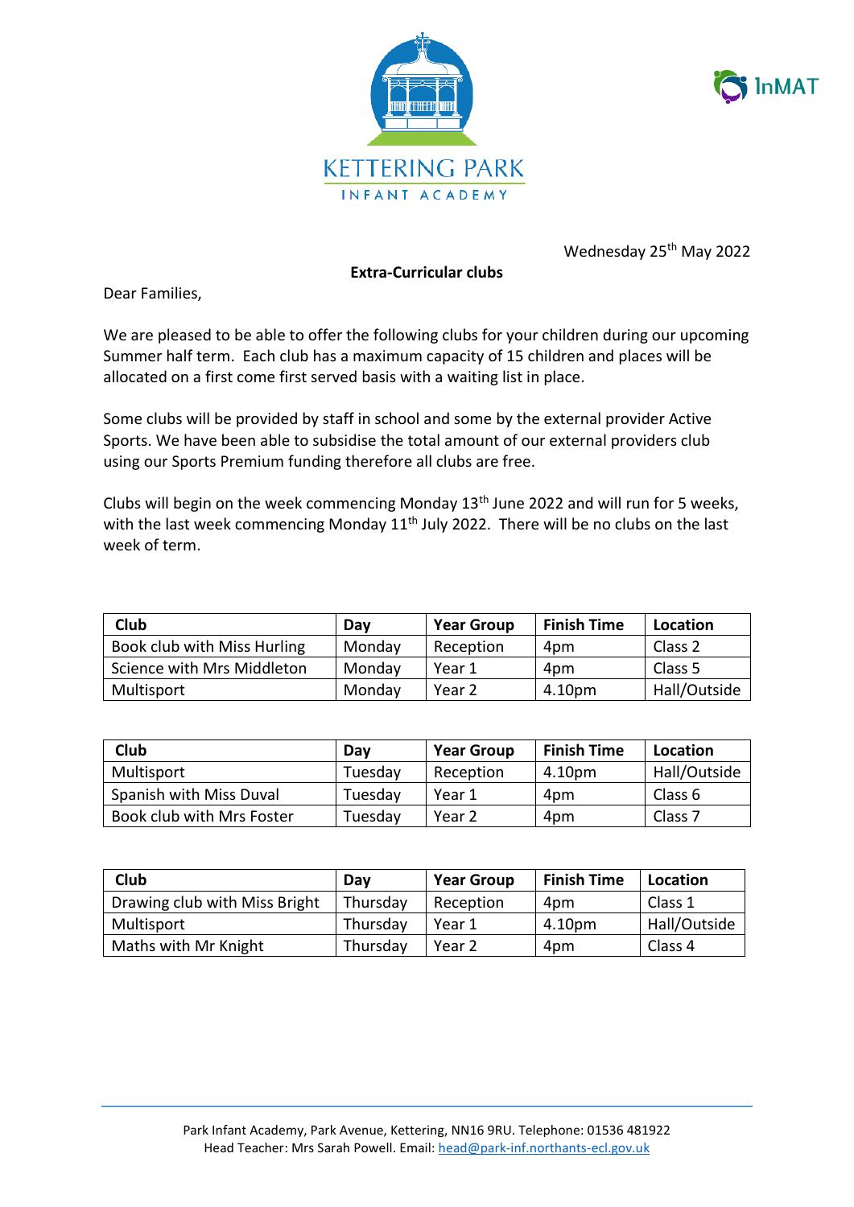KETTERING PARK

INFANT ACADEMY

InMAT

Wednesday 25th May 2022

**Extra-Curricular clubs**

Dear Families,

We are pleased to be able to offer the following clubs for your children during our upcoming Summer half term. Each club has a maximum capacity of 15 children and places will be allocated on a first come first served basis with a waiting list in place.

Some clubs will be provided by staff in school and some by the external provider Active Sports. We have been able to subsidise the total amount of our external providers club using our Sports Premium funding therefore all clubs are free.

Clubs will begin on the week commencing Monday 13th June 2022 and will run for 5 weeks, with the last week commencing Monday 11th July 2022. There will be no clubs on the last week of term.

| Club | Day | Year Group | Finish Time | Location |
|---|---|---|---|---|
| Book club with Miss Hurling | Monday | Reception | 4pm | Class 2 |
| Science with Mrs Middleton | Monday | Year 1 | 4pm | Class 5 |
| Multisport | Monday | Year 2 | 4.10pm | Hall/Outside |

| Club | Day | Year Group | Finish Time | Location |
|---|---|---|---|---|
| Multisport | Tuesday | Reception | 4.10pm | Hall/Outside |
| Spanish with Miss Duval | Tuesday | Year 1 | 4pm | Class 6 |
| Book club with Mrs Foster | Tuesday | Year 2 | 4pm | Class 7 |

| Club | Day | Year Group | Finish Time | Location |
|---|---|---|---|---|
| Drawing club with Miss Bright | Thursday | Reception | 4pm | Class 1 |
| Multisport | Thursday | Year 1 | 4.10pm | Hall/Outside |
| Maths with Mr Knight | Thursday | Year 2 | 4pm | Class 4 |

Park Infant Academy, Park Avenue, Kettering, NN16 9RU. Telephone: 01536 481922
Head Teacher: Mrs Sarah Powell. Email: head@park-inf.northants-ecl.gov.uk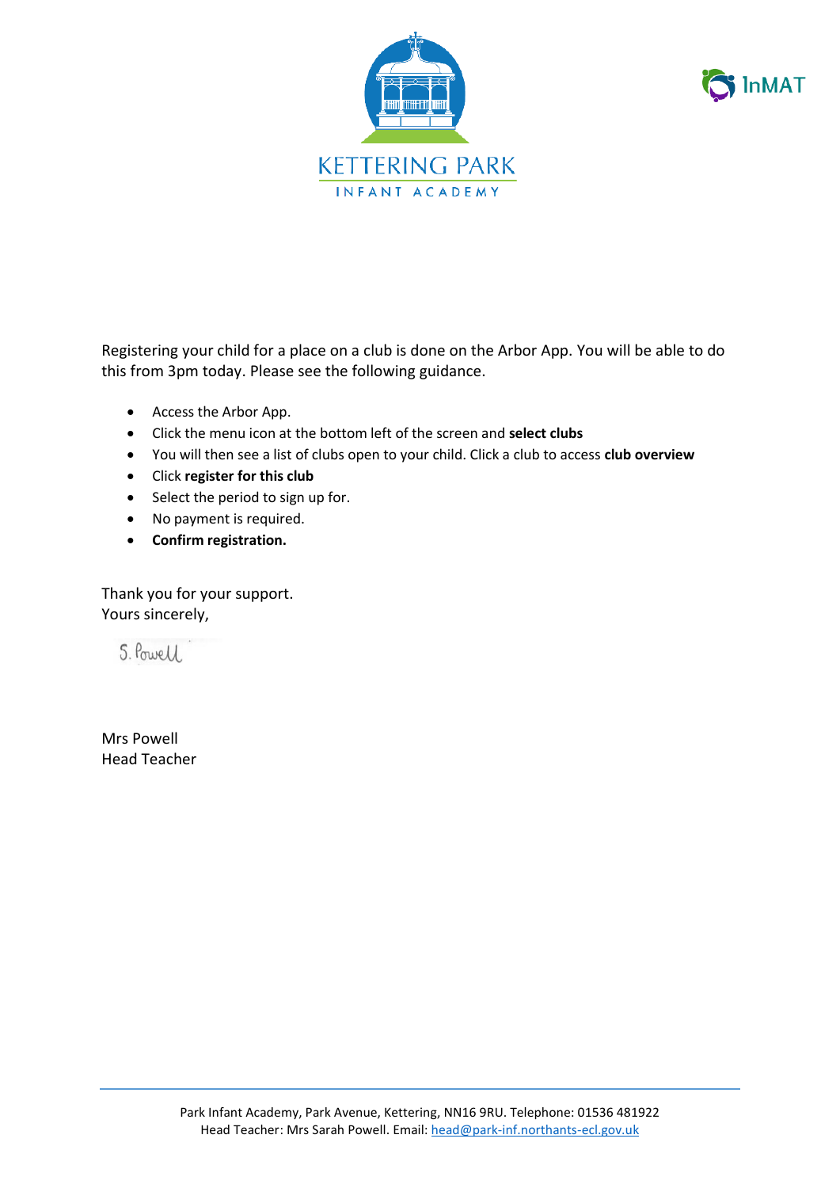Registering your child for a place on a club is done on the Arbor App. You will be able to do this from 3pm today. Please see the following guidance.

- Access the Arbor App.
- Click the menu icon at the bottom left of the screen and **select clubs**
- You will then see a list of clubs open to your child. Click a club to access **club overview**
- Click **register for this club**
- Select the period to sign up for.
- No payment is required.
- **Confirm registration.**

Thank you for your support.
Yours sincerely,

Mrs Powell
Head Teacher